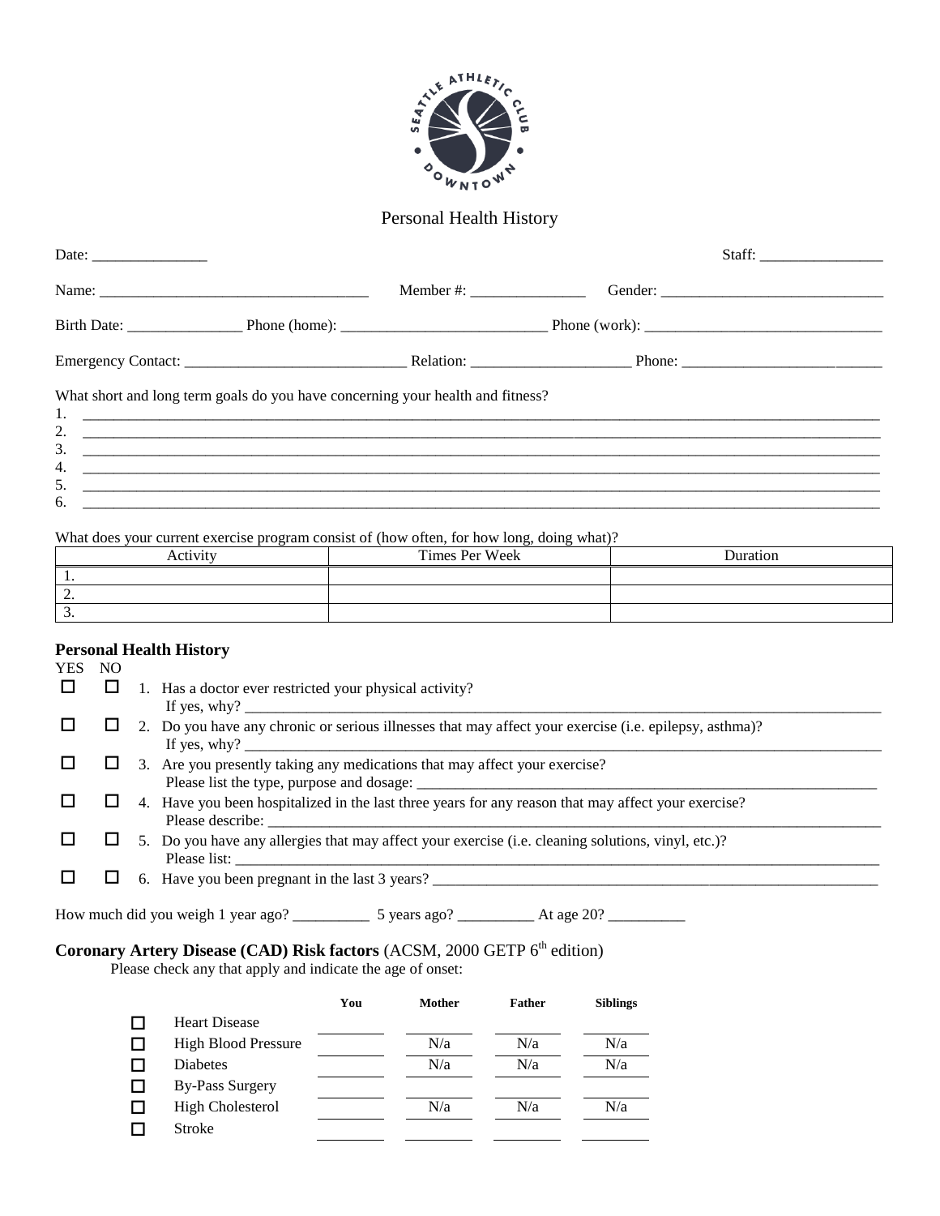SEATTLE ATHLETIC CLUB DOWNTOWN

# Personal Health History

Date: _______________ Staff: ________________

Name: ___________________________________ Member #: _______________ Gender: _____________________________

Birth Date: _______________ Phone (home): __________________________ Phone (work): ______________________________

Emergency Contact: _____________________________ Relation: _____________________ Phone: _________________________

What short and long term goals do you have concerning your health and fitness?

1. ______________________________________________________________________________________________
2. ______________________________________________________________________________________________
3. ______________________________________________________________________________________________
4. ______________________________________________________________________________________________
5. ______________________________________________________________________________________________
6. ______________________________________________________________________________________________

What does your current exercise program consist of (how often, for how long, doing what)?

| Activity | Times Per Week | Duration |
|---|---|---|
| 1. | | |
| 2. | | |
| 3. | | |

## Personal Health History

| YES | NO | |
|---|---|---|
| ☐ | ☐ | 1. Has a doctor ever restricted your physical activity? If yes, why? ____________________ |
| ☐ | ☐ | 2. Do you have any chronic or serious illnesses that may affect your exercise (i.e. epilepsy, asthma)? If yes, why? ____________________ |
| ☐ | ☐ | 3. Are you presently taking any medications that may affect your exercise? Please list the type, purpose and dosage: ____________________ |
| ☐ | ☐ | 4. Have you been hospitalized in the last three years for any reason that may affect your exercise? Please describe: ____________________ |
| ☐ | ☐ | 5. Do you have any allergies that may affect your exercise (i.e. cleaning solutions, vinyl, etc.)? Please list: ____________________ |
| ☐ | ☐ | 6. Have you been pregnant in the last 3 years? ____________________ |

How much did you weigh 1 year ago? __________ 5 years ago? __________ At age 20? __________

## Coronary Artery Disease (CAD) Risk factors (ACSM, 2000 GETP 6th edition)

Please check any that apply and indicate the age of onset:

| | | You | Mother | Father | Siblings |
|---|---|---|---|---|---|
| ☐ | Heart Disease | ________ | ________ | ________ | ________ |
| ☐ | High Blood Pressure | ________ | N/a | N/a | N/a |
| ☐ | Diabetes | ________ | N/a | N/a | N/a |
| ☐ | By-Pass Surgery | ________ | ________ | ________ | ________ |
| ☐ | High Cholesterol | ________ | N/a | N/a | N/a |
| ☐ | Stroke | ________ | ________ | ________ | ________ |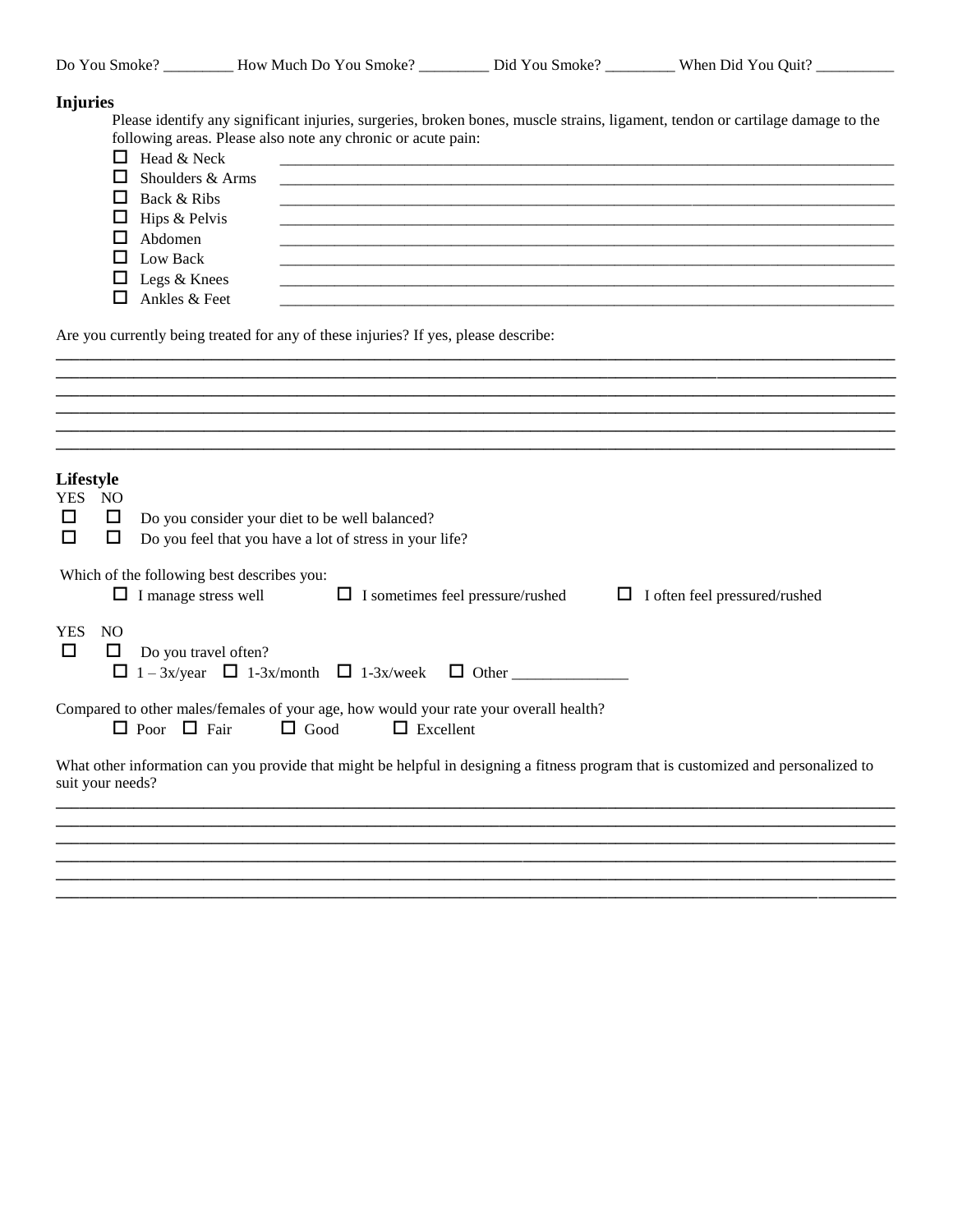Do You Smoke? _________ How Much Do You Smoke? _________ Did You Smoke? _________ When Did You Quit? __________

## Injuries

Please identify any significant injuries, surgeries, broken bones, muscle strains, ligament, tendon or cartilage damage to the following areas. Please also note any chronic or acute pain:

- ☐ Head & Neck ________________________________________________________________
- ☐ Shoulders & Arms ________________________________________________________________
- ☐ Back & Ribs ________________________________________________________________
- ☐ Hips & Pelvis ________________________________________________________________
- ☐ Abdomen ________________________________________________________________
- ☐ Low Back ________________________________________________________________
- ☐ Legs & Knees ________________________________________________________________
- ☐ Ankles & Feet ________________________________________________________________

Are you currently being treated for any of these injuries? If yes, please describe:

____________________________________________________________________________________
____________________________________________________________________________________
____________________________________________________________________________________
____________________________________________________________________________________
____________________________________________________________________________________
____________________________________________________________________________________

## Lifestyle

| YES | NO | |
|---|---|---|
| ☐ | ☐ | Do you consider your diet to be well balanced? |
| ☐ | ☐ | Do you feel that you have a lot of stress in your life? |

Which of the following best describes you:

☐ I manage stress well ☐ I sometimes feel pressure/rushed ☐ I often feel pressured/rushed

| YES | NO | |
|---|---|---|
| ☐ | ☐ | Do you travel often? |

☐ 1 – 3x/year ☐ 1-3x/month ☐ 1-3x/week ☐ Other _______________

Compared to other males/females of your age, how would your rate your overall health?

☐ Poor ☐ Fair ☐ Good ☐ Excellent

What other information can you provide that might be helpful in designing a fitness program that is customized and personalized to suit your needs?

____________________________________________________________________________________
____________________________________________________________________________________
____________________________________________________________________________________
____________________________________________________________________________________
____________________________________________________________________________________
____________________________________________________________________________________